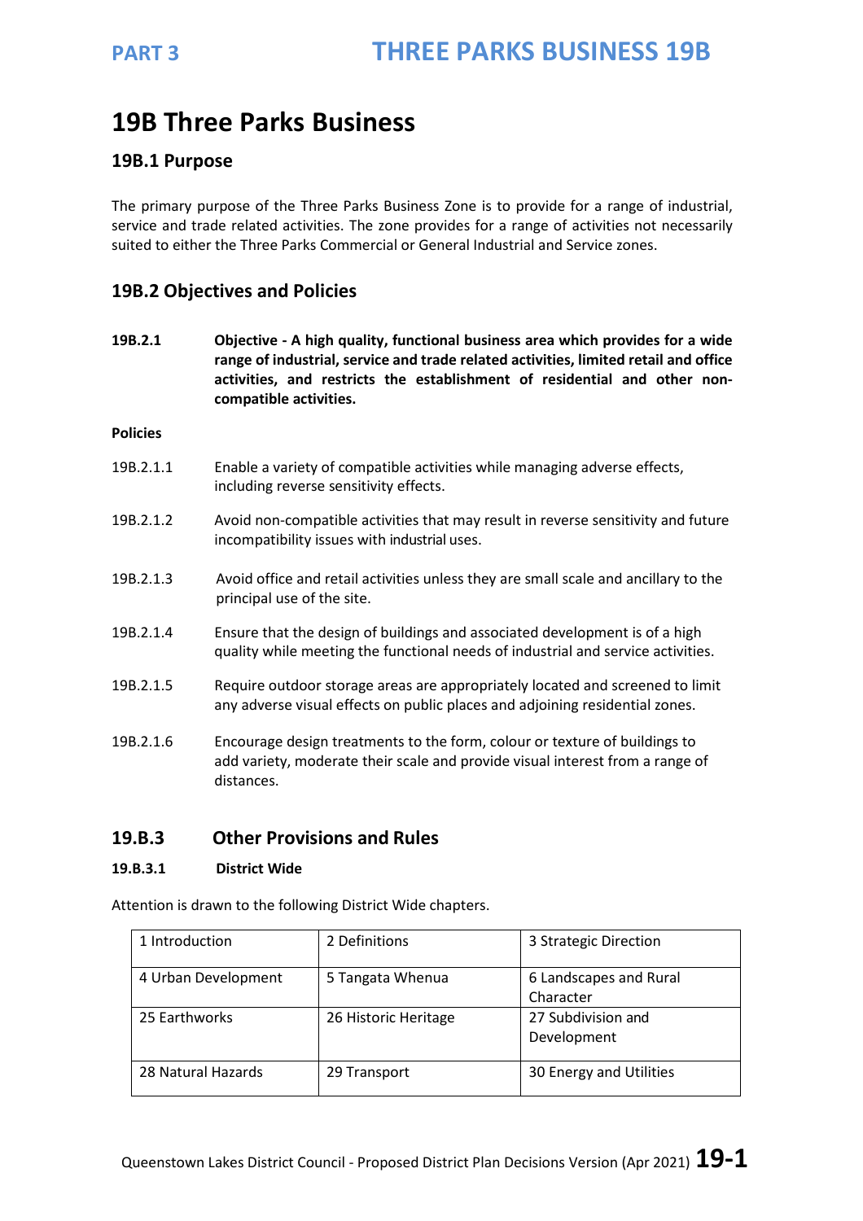# 19B Three Parks Business

## 19B.1 Purpose

The primary purpose of the Three Parks Business Zone is to provide for a range of industrial, service and trade related activities. The zone provides for a range of activities not necessarily suited to either the Three Parks Commercial or General Industrial and Service zones.

## 19B.2 Objectives and Policies

**19B.2.1 Objective - A high quality, functional business area which provides for a wide range of industrial, service and trade related activities, limited retail and office activities, and restricts the establishment of residential and other non-compatible activities.**

**Policies**

19B.2.1.1 Enable a variety of compatible activities while managing adverse effects, including reverse sensitivity effects.

19B.2.1.2 Avoid non-compatible activities that may result in reverse sensitivity and future incompatibility issues with industrial uses.

19B.2.1.3 Avoid office and retail activities unless they are small scale and ancillary to the principal use of the site.

19B.2.1.4 Ensure that the design of buildings and associated development is of a high quality while meeting the functional needs of industrial and service activities.

19B.2.1.5 Require outdoor storage areas are appropriately located and screened to limit any adverse visual effects on public places and adjoining residential zones.

19B.2.1.6 Encourage design treatments to the form, colour or texture of buildings to add variety, moderate their scale and provide visual interest from a range of distances.

## 19.B.3 Other Provisions and Rules

### 19.B.3.1 District Wide

Attention is drawn to the following District Wide chapters.

| | | |
|---|---|---|
| 1 Introduction | 2 Definitions | 3 Strategic Direction |
| 4 Urban Development | 5 Tangata Whenua | 6 Landscapes and Rural Character |
| 25 Earthworks | 26 Historic Heritage | 27 Subdivision and Development |
| 28 Natural Hazards | 29 Transport | 30 Energy and Utilities |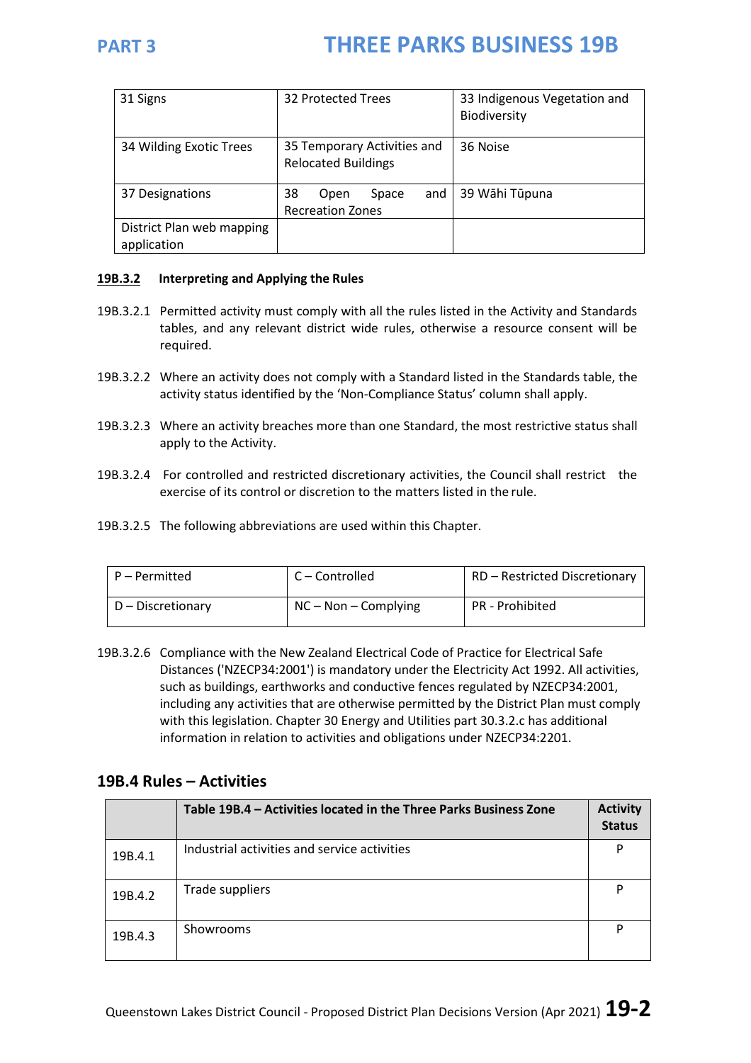| 31 Signs | 32 Protected Trees | 33 Indigenous Vegetation and Biodiversity |
|---|---|---|
| 34 Wilding Exotic Trees | 35 Temporary Activities and Relocated Buildings | 36 Noise |
| 37 Designations | 38 Open Space and Recreation Zones | 39 Wāhi Tūpuna |
| District Plan web mapping application | | |

### 19B.3.2 Interpreting and Applying the Rules

19B.3.2.1 Permitted activity must comply with all the rules listed in the Activity and Standards tables, and any relevant district wide rules, otherwise a resource consent will be required.

19B.3.2.2 Where an activity does not comply with a Standard listed in the Standards table, the activity status identified by the 'Non-Compliance Status' column shall apply.

19B.3.2.3 Where an activity breaches more than one Standard, the most restrictive status shall apply to the Activity.

19B.3.2.4 For controlled and restricted discretionary activities, the Council shall restrict the exercise of its control or discretion to the matters listed in the rule.

19B.3.2.5 The following abbreviations are used within this Chapter.

| P – Permitted | C – Controlled | RD – Restricted Discretionary |
|---|---|---|
| D – Discretionary | NC – Non – Complying | PR - Prohibited |

19B.3.2.6 Compliance with the New Zealand Electrical Code of Practice for Electrical Safe Distances ('NZECP34:2001') is mandatory under the Electricity Act 1992. All activities, such as buildings, earthworks and conductive fences regulated by NZECP34:2001, including any activities that are otherwise permitted by the District Plan must comply with this legislation. Chapter 30 Energy and Utilities part 30.3.2.c has additional information in relation to activities and obligations under NZECP34:2201.

## 19B.4 Rules – Activities

| | Table 19B.4 – Activities located in the Three Parks Business Zone | Activity Status |
|---|---|---|
| 19B.4.1 | Industrial activities and service activities | P |
| 19B.4.2 | Trade suppliers | P |
| 19B.4.3 | Showrooms | P |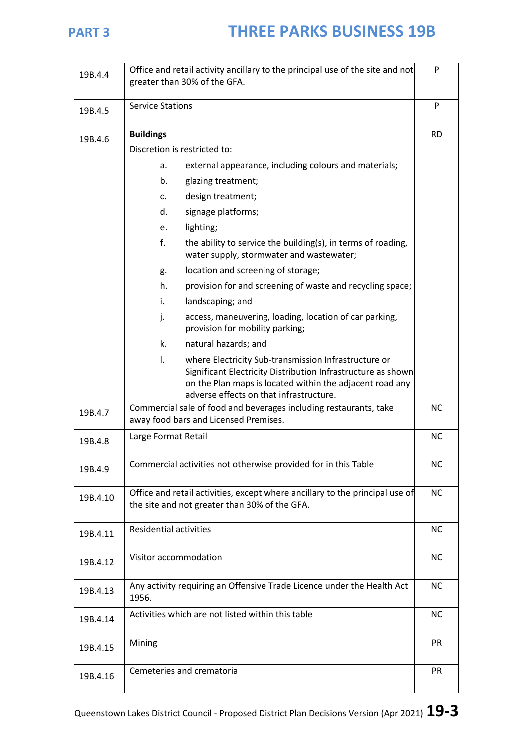| | | |
|---|---|---|
| 19B.4.4 | Office and retail activity ancillary to the principal use of the site and not greater than 30% of the GFA. | P |
| 19B.4.5 | Service Stations | P |
| 19B.4.6 | **Buildings**<br>Discretion is restricted to:<br>a. external appearance, including colours and materials;<br>b. glazing treatment;<br>c. design treatment;<br>d. signage platforms;<br>e. lighting;<br>f. the ability to service the building(s), in terms of roading, water supply, stormwater and wastewater;<br>g. location and screening of storage;<br>h. provision for and screening of waste and recycling space;<br>i. landscaping; and<br>j. access, maneuvering, loading, location of car parking, provision for mobility parking;<br>k. natural hazards; and<br>l. where Electricity Sub-transmission Infrastructure or Significant Electricity Distribution Infrastructure as shown on the Plan maps is located within the adjacent road any adverse effects on that infrastructure. | RD |
| 19B.4.7 | Commercial sale of food and beverages including restaurants, take away food bars and Licensed Premises. | NC |
| 19B.4.8 | Large Format Retail | NC |
| 19B.4.9 | Commercial activities not otherwise provided for in this Table | NC |
| 19B.4.10 | Office and retail activities, except where ancillary to the principal use of the site and not greater than 30% of the GFA. | NC |
| 19B.4.11 | Residential activities | NC |
| 19B.4.12 | Visitor accommodation | NC |
| 19B.4.13 | Any activity requiring an Offensive Trade Licence under the Health Act 1956. | NC |
| 19B.4.14 | Activities which are not listed within this table | NC |
| 19B.4.15 | Mining | PR |
| 19B.4.16 | Cemeteries and crematoria | PR |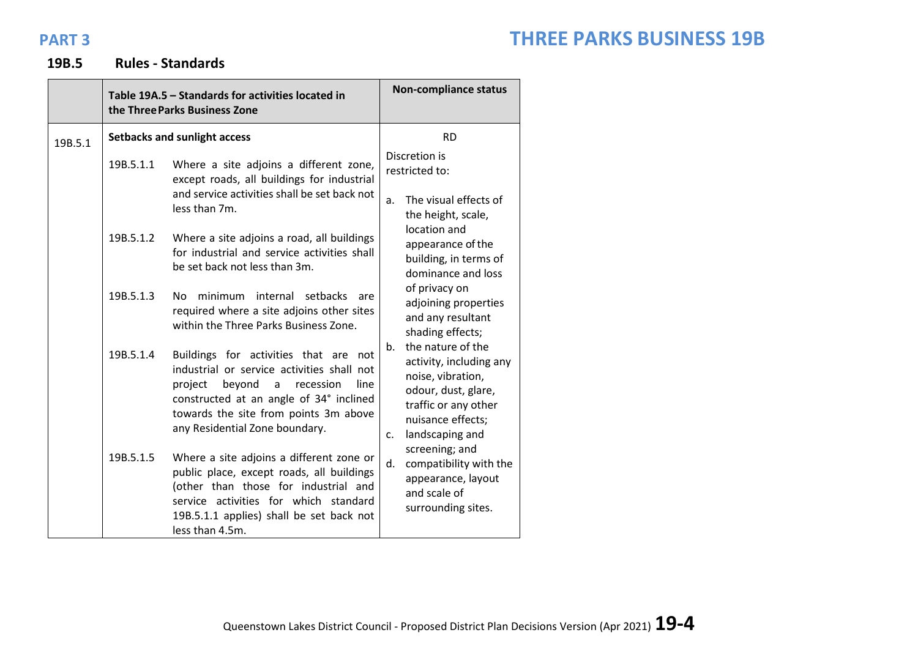**PART 3** | **THREE PARKS BUSINESS 19B**

## 19B.5 Rules - Standards

| | Table 19A.5 – Standards for activities located in the Three Parks Business Zone | Non-compliance status |
|---|---|---|
| 19B.5.1 | **Setbacks and sunlight access**<br><br>19B.5.1.1 Where a site adjoins a different zone, except roads, all buildings for industrial and service activities shall be set back not less than 7m.<br><br>19B.5.1.2 Where a site adjoins a road, all buildings for industrial and service activities shall be set back not less than 3m.<br><br>19B.5.1.3 No minimum internal setbacks are required where a site adjoins other sites within the Three Parks Business Zone.<br><br>19B.5.1.4 Buildings for activities that are not industrial or service activities shall not project beyond a recession line constructed at an angle of 34° inclined towards the site from points 3m above any Residential Zone boundary.<br><br>19B.5.1.5 Where a site adjoins a different zone or public place, except roads, all buildings (other than those for industrial and service activities for which standard 19B.5.1.1 applies) shall be set back not less than 4.5m. | RD<br><br>Discretion is restricted to:<br><br>a. The visual effects of the height, scale, location and appearance of the building, in terms of dominance and loss of privacy on adjoining properties and any resultant shading effects;<br>b. the nature of the activity, including any noise, vibration, odour, dust, glare, traffic or any other nuisance effects;<br>c. landscaping and screening; and<br>d. compatibility with the appearance, layout and scale of surrounding sites. |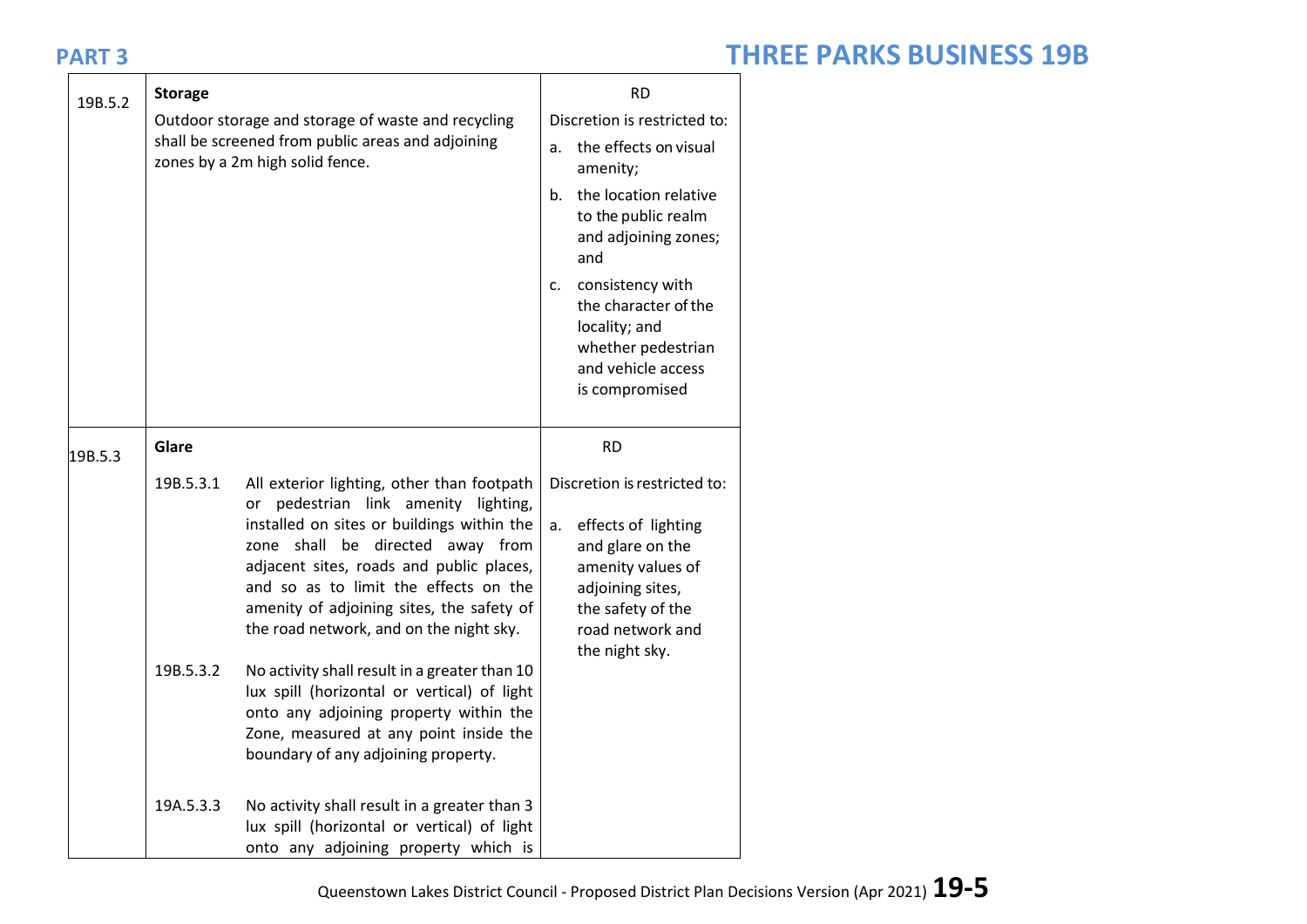| | | |
|---|---|---|
| 19B.5.2 | **Storage**<br><br>Outdoor storage and storage of waste and recycling shall be screened from public areas and adjoining zones by a 2m high solid fence. | RD<br><br>Discretion is restricted to:<br><br>a. the effects on visual amenity;<br><br>b. the location relative to the public realm and adjoining zones; and<br><br>c. consistency with the character of the locality; and whether pedestrian and vehicle access is compromised |
| 19B.5.3 | **Glare**<br><br>19B.5.3.1 All exterior lighting, other than footpath or pedestrian link amenity lighting, installed on sites or buildings within the zone shall be directed away from adjacent sites, roads and public places, and so as to limit the effects on the amenity of adjoining sites, the safety of the road network, and on the night sky.<br><br>19B.5.3.2 No activity shall result in a greater than 10 lux spill (horizontal or vertical) of light onto any adjoining property within the Zone, measured at any point inside the boundary of any adjoining property.<br><br>19A.5.3.3 No activity shall result in a greater than 3 lux spill (horizontal or vertical) of light onto any adjoining property which is | RD<br><br>Discretion is restricted to:<br><br>a. effects of lighting and glare on the amenity values of adjoining sites, the safety of the road network and the night sky. |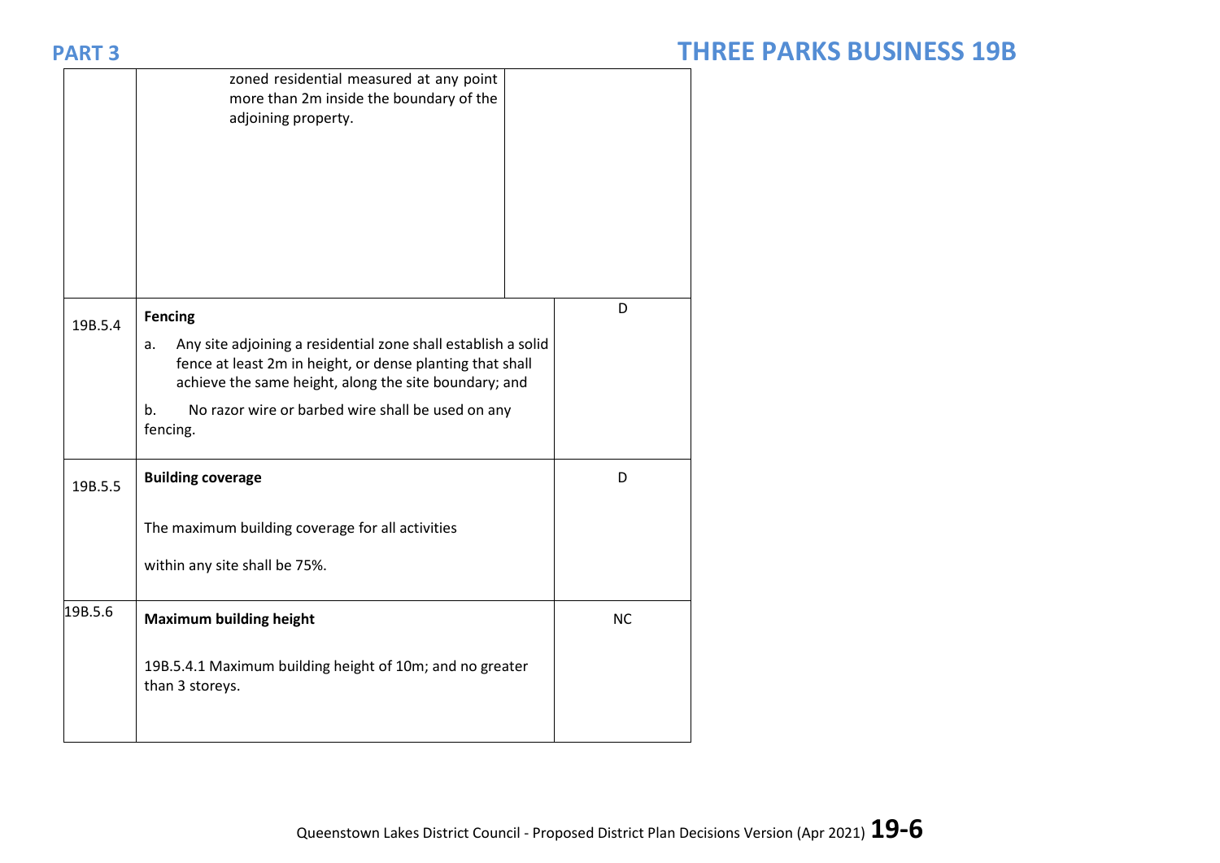| | | |
|---|---|---|
| | zoned residential measured at any point more than 2m inside the boundary of the adjoining property. | |
| 19B.5.4 | **Fencing**<br><br>a. Any site adjoining a residential zone shall establish a solid fence at least 2m in height, or dense planting that shall achieve the same height, along the site boundary; and<br><br>b. No razor wire or barbed wire shall be used on any fencing. | D |
| 19B.5.5 | **Building coverage**<br><br>The maximum building coverage for all activities<br><br>within any site shall be 75%. | D |
| 19B.5.6 | **Maximum building height**<br><br>19B.5.4.1 Maximum building height of 10m; and no greater than 3 storeys. | NC |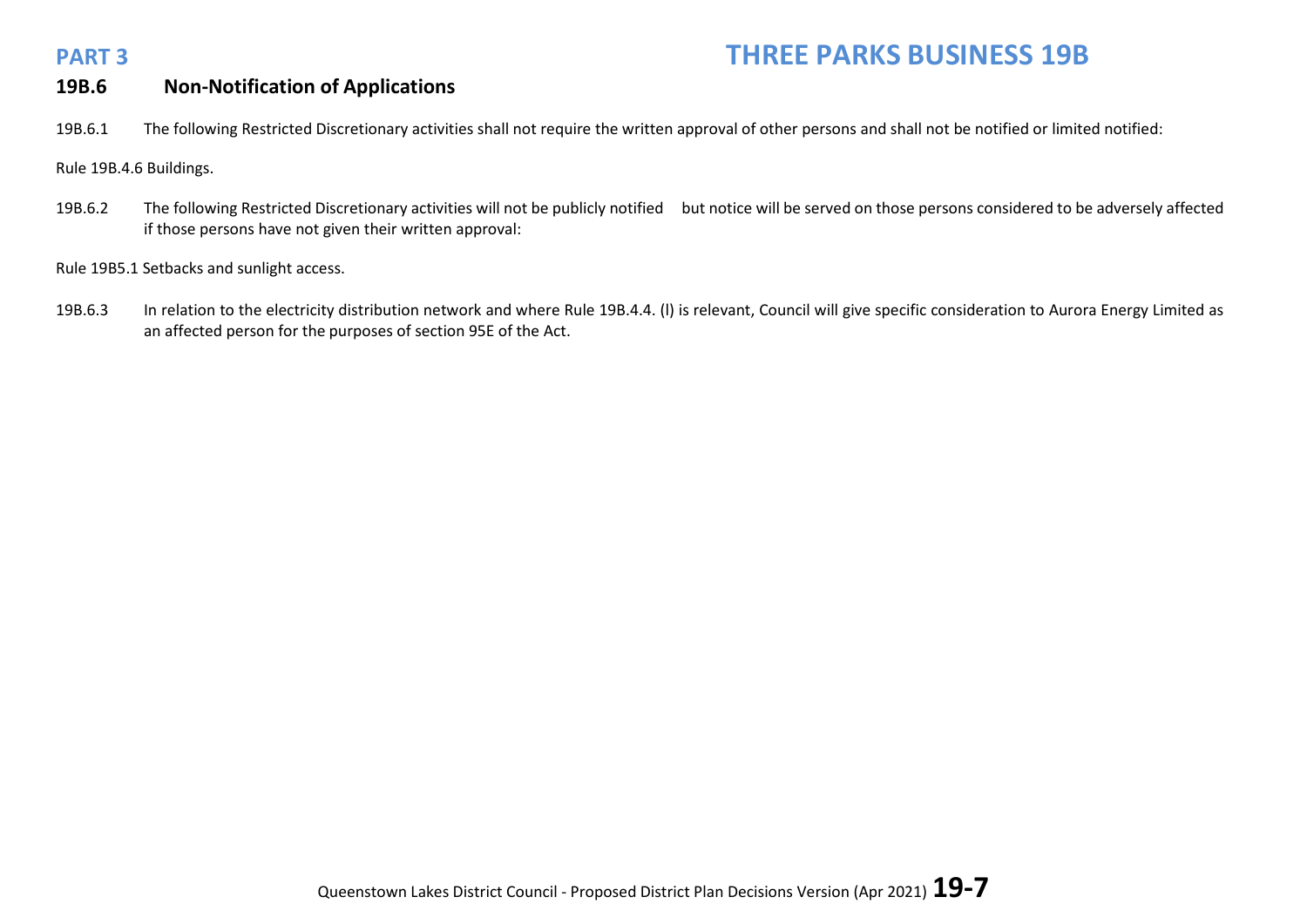## 19B.6 Non-Notification of Applications

19B.6.1 The following Restricted Discretionary activities shall not require the written approval of other persons and shall not be notified or limited notified:

Rule 19B.4.6 Buildings.

19B.6.2 The following Restricted Discretionary activities will not be publicly notified but notice will be served on those persons considered to be adversely affected if those persons have not given their written approval:

Rule 19B5.1 Setbacks and sunlight access.

19B.6.3 In relation to the electricity distribution network and where Rule 19B.4.4. (l) is relevant, Council will give specific consideration to Aurora Energy Limited as an affected person for the purposes of section 95E of the Act.